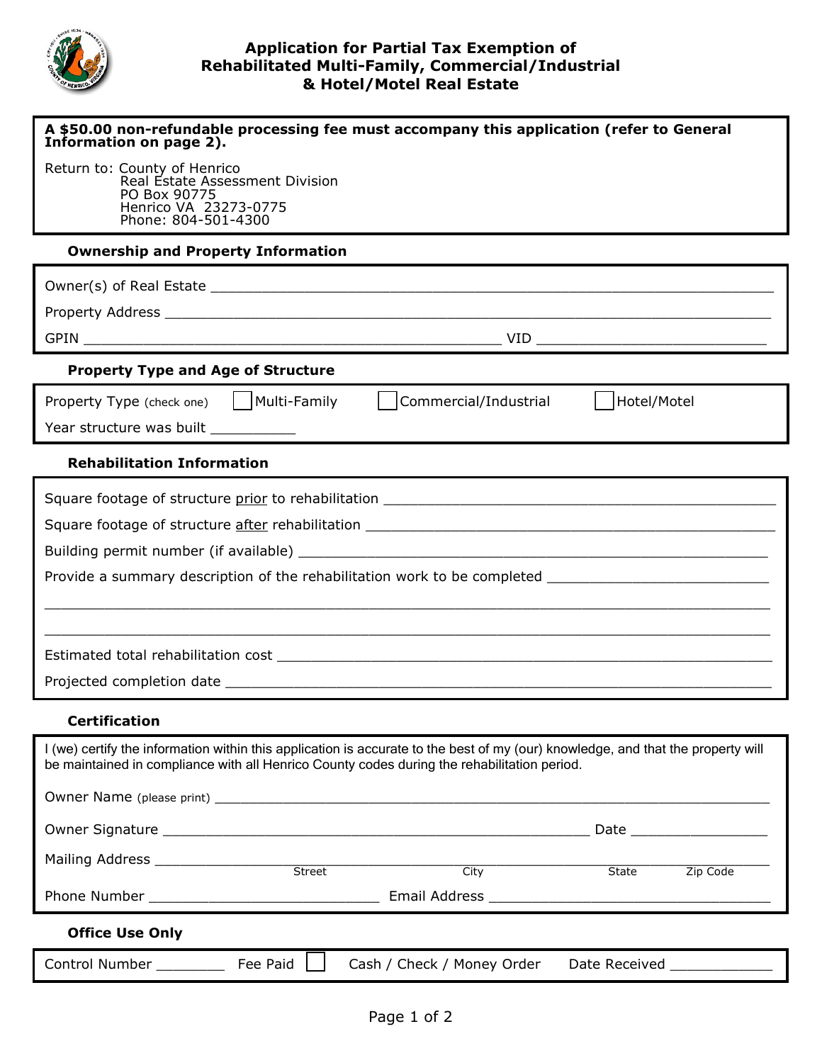# Application for Partial Tax Exemption of Rehabilitated Multi-Family, Commercial/Industrial & Hotel/Motel Real Estate

**A $50.00 non-refundable processing fee must accompany this application (refer to General Information on page 2).**

Return to: County of Henrico
Real Estate Assessment Division
PO Box 90775
Henrico VA 23273-0775
Phone: 804-501-4300

### Ownership and Property Information

Owner(s) of Real Estate ___________________________________________

Property Address ___________________________________________

GPIN ______________________________ VID ______________________

### Property Type and Age of Structure

Property Type (check one) ☐ Multi-Family ☐ Commercial/Industrial ☐ Hotel/Motel

Year structure was built __________

### Rehabilitation Information

Square footage of structure prior to rehabilitation ___________________________

Square footage of structure after rehabilitation ___________________________

Building permit number (if available) ___________________________

Provide a summary description of the rehabilitation work to be completed ___________________________

___________________________________________

___________________________________________

Estimated total rehabilitation cost ___________________________

Projected completion date ___________________________

### Certification

I (we) certify the information within this application is accurate to the best of my (our) knowledge, and that the property will be maintained in compliance with all Henrico County codes during the rehabilitation period.

Owner Name (please print) ___________________________________________

Owner Signature ______________________________ Date ______________

Mailing Address ___________________________________________
Street City State Zip Code

Phone Number ______________________ Email Address ______________________

### Office Use Only

Control Number ________ Fee Paid ☐ Cash / Check / Money Order Date Received ____________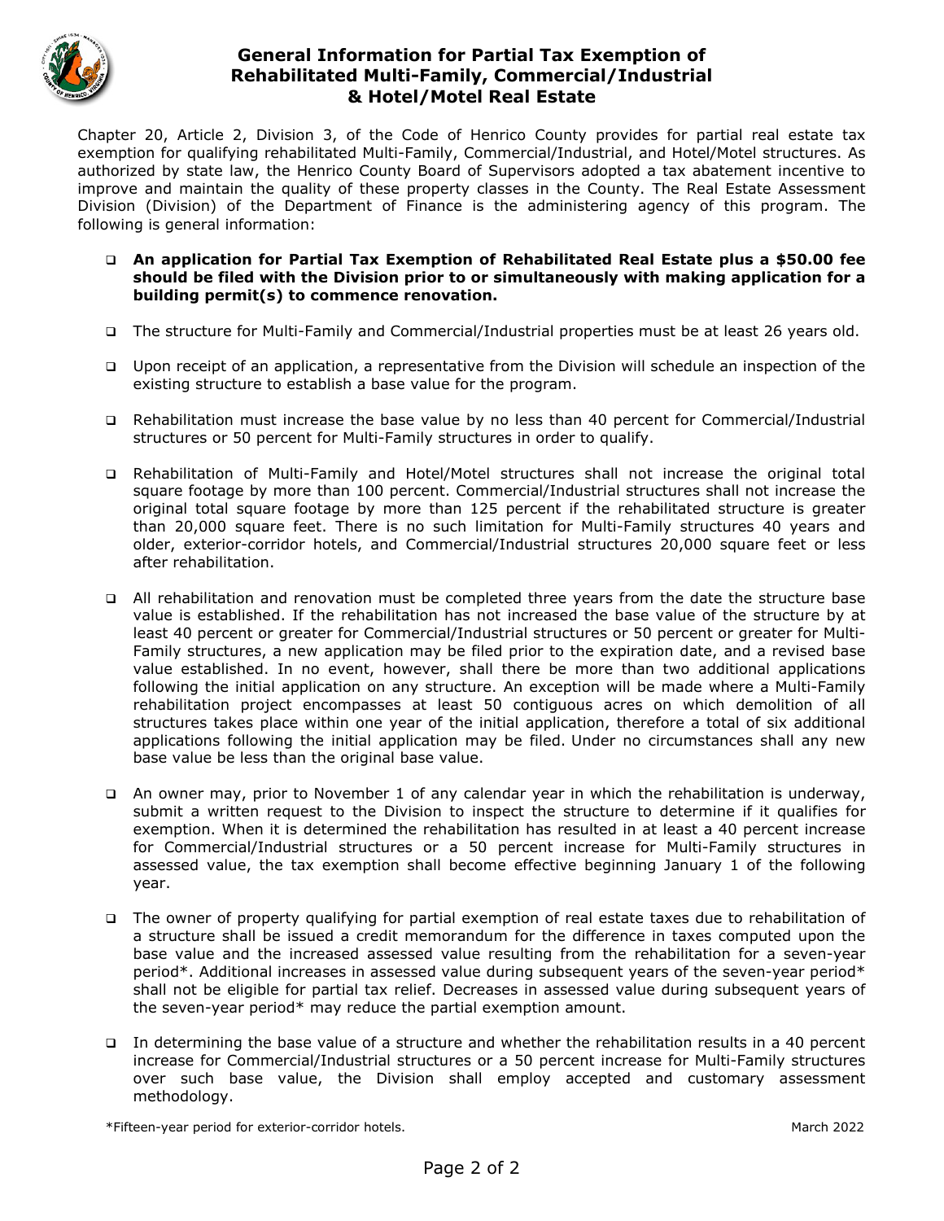# General Information for Partial Tax Exemption of Rehabilitated Multi-Family, Commercial/Industrial & Hotel/Motel Real Estate

Chapter 20, Article 2, Division 3, of the Code of Henrico County provides for partial real estate tax exemption for qualifying rehabilitated Multi-Family, Commercial/Industrial, and Hotel/Motel structures. As authorized by state law, the Henrico County Board of Supervisors adopted a tax abatement incentive to improve and maintain the quality of these property classes in the County. The Real Estate Assessment Division (Division) of the Department of Finance is the administering agency of this program. The following is general information:

- **An application for Partial Tax Exemption of Rehabilitated Real Estate plus a $50.00 fee should be filed with the Division prior to or simultaneously with making application for a building permit(s) to commence renovation.**
- The structure for Multi-Family and Commercial/Industrial properties must be at least 26 years old.
- Upon receipt of an application, a representative from the Division will schedule an inspection of the existing structure to establish a base value for the program.
- Rehabilitation must increase the base value by no less than 40 percent for Commercial/Industrial structures or 50 percent for Multi-Family structures in order to qualify.
- Rehabilitation of Multi-Family and Hotel/Motel structures shall not increase the original total square footage by more than 100 percent. Commercial/Industrial structures shall not increase the original total square footage by more than 125 percent if the rehabilitated structure is greater than 20,000 square feet. There is no such limitation for Multi-Family structures 40 years and older, exterior-corridor hotels, and Commercial/Industrial structures 20,000 square feet or less after rehabilitation.
- All rehabilitation and renovation must be completed three years from the date the structure base value is established. If the rehabilitation has not increased the base value of the structure by at least 40 percent or greater for Commercial/Industrial structures or 50 percent or greater for Multi-Family structures, a new application may be filed prior to the expiration date, and a revised base value established. In no event, however, shall there be more than two additional applications following the initial application on any structure. An exception will be made where a Multi-Family rehabilitation project encompasses at least 50 contiguous acres on which demolition of all structures takes place within one year of the initial application, therefore a total of six additional applications following the initial application may be filed. Under no circumstances shall any new base value be less than the original base value.
- An owner may, prior to November 1 of any calendar year in which the rehabilitation is underway, submit a written request to the Division to inspect the structure to determine if it qualifies for exemption. When it is determined the rehabilitation has resulted in at least a 40 percent increase for Commercial/Industrial structures or a 50 percent increase for Multi-Family structures in assessed value, the tax exemption shall become effective beginning January 1 of the following year.
- The owner of property qualifying for partial exemption of real estate taxes due to rehabilitation of a structure shall be issued a credit memorandum for the difference in taxes computed upon the base value and the increased assessed value resulting from the rehabilitation for a seven-year period*. Additional increases in assessed value during subsequent years of the seven-year period* shall not be eligible for partial tax relief. Decreases in assessed value during subsequent years of the seven-year period* may reduce the partial exemption amount.
- In determining the base value of a structure and whether the rehabilitation results in a 40 percent increase for Commercial/Industrial structures or a 50 percent increase for Multi-Family structures over such base value, the Division shall employ accepted and customary assessment methodology.

*Fifteen-year period for exterior-corridor hotels.

March 2022